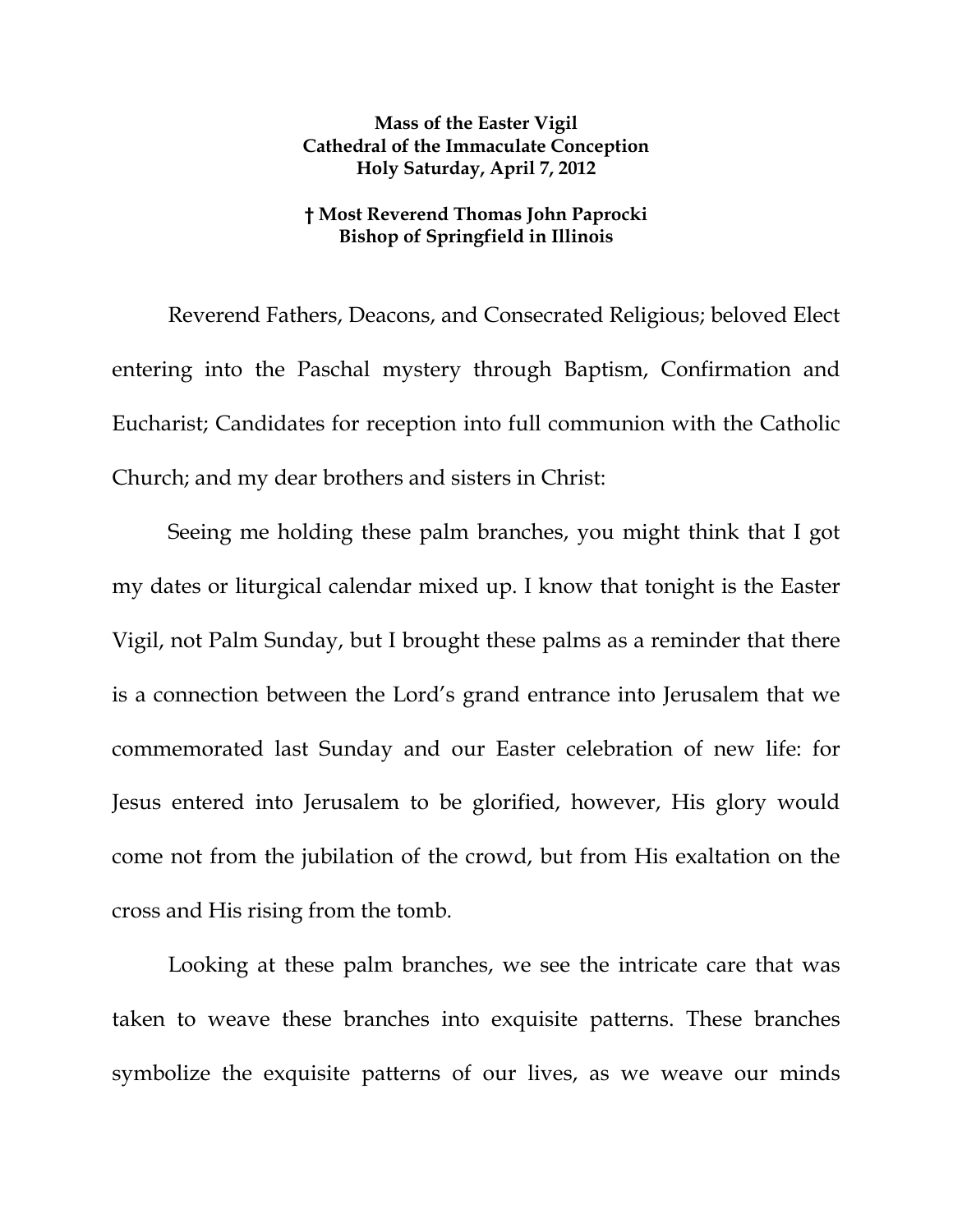**Mass of the Easter Vigil**
**Cathedral of the Immaculate Conception**
**Holy Saturday, April 7, 2012**

**† Most Reverend Thomas John Paprocki**
**Bishop of Springfield in Illinois**

Reverend Fathers, Deacons, and Consecrated Religious; beloved Elect entering into the Paschal mystery through Baptism, Confirmation and Eucharist; Candidates for reception into full communion with the Catholic Church; and my dear brothers and sisters in Christ:

Seeing me holding these palm branches, you might think that I got my dates or liturgical calendar mixed up. I know that tonight is the Easter Vigil, not Palm Sunday, but I brought these palms as a reminder that there is a connection between the Lord's grand entrance into Jerusalem that we commemorated last Sunday and our Easter celebration of new life: for Jesus entered into Jerusalem to be glorified, however, His glory would come not from the jubilation of the crowd, but from His exaltation on the cross and His rising from the tomb.

Looking at these palm branches, we see the intricate care that was taken to weave these branches into exquisite patterns. These branches symbolize the exquisite patterns of our lives, as we weave our minds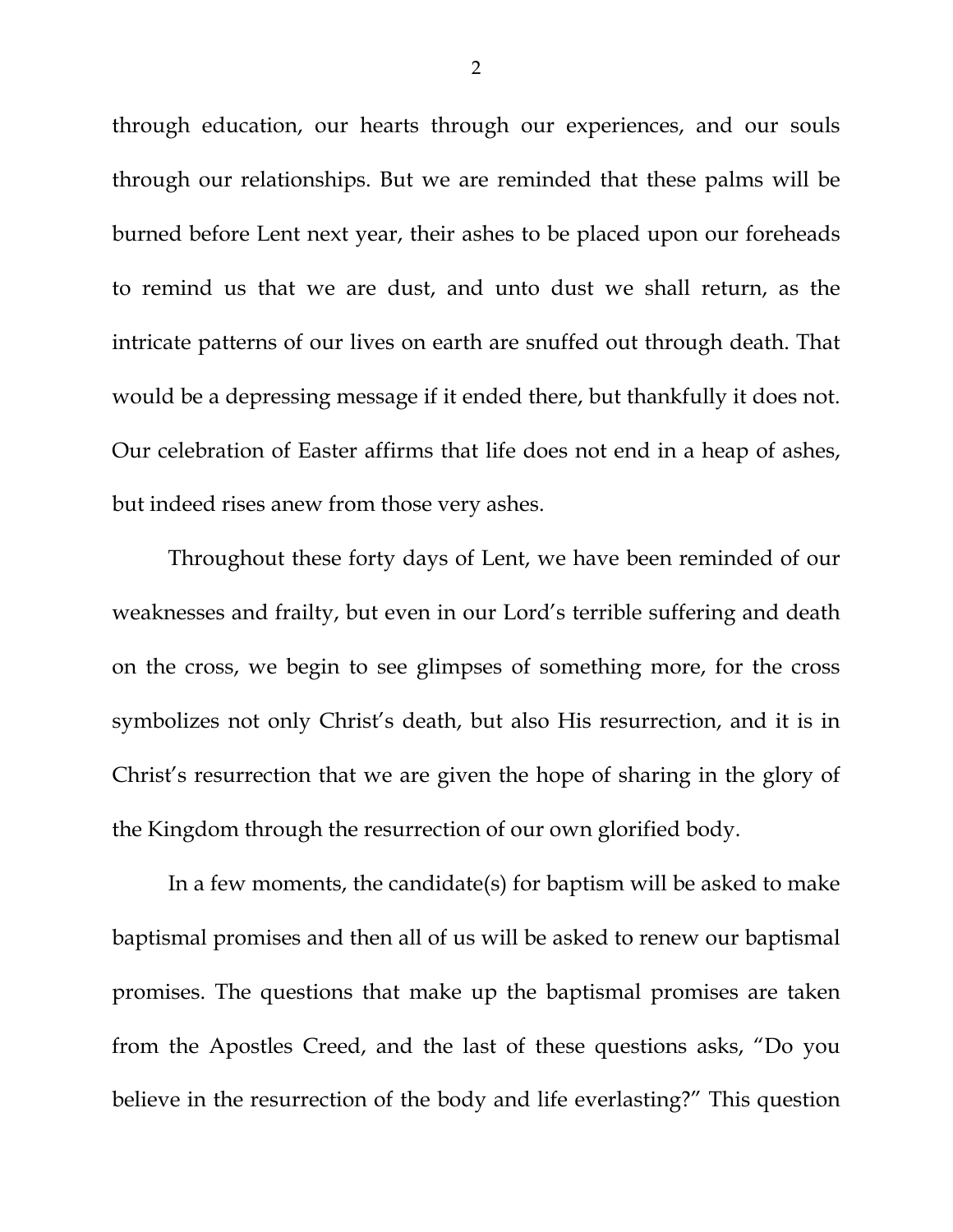through education, our hearts through our experiences, and our souls through our relationships. But we are reminded that these palms will be burned before Lent next year, their ashes to be placed upon our foreheads to remind us that we are dust, and unto dust we shall return, as the intricate patterns of our lives on earth are snuffed out through death. That would be a depressing message if it ended there, but thankfully it does not. Our celebration of Easter affirms that life does not end in a heap of ashes, but indeed rises anew from those very ashes.

Throughout these forty days of Lent, we have been reminded of our weaknesses and frailty, but even in our Lord's terrible suffering and death on the cross, we begin to see glimpses of something more, for the cross symbolizes not only Christ's death, but also His resurrection, and it is in Christ's resurrection that we are given the hope of sharing in the glory of the Kingdom through the resurrection of our own glorified body.

In a few moments, the candidate(s) for baptism will be asked to make baptismal promises and then all of us will be asked to renew our baptismal promises. The questions that make up the baptismal promises are taken from the Apostles Creed, and the last of these questions asks, "Do you believe in the resurrection of the body and life everlasting?" This question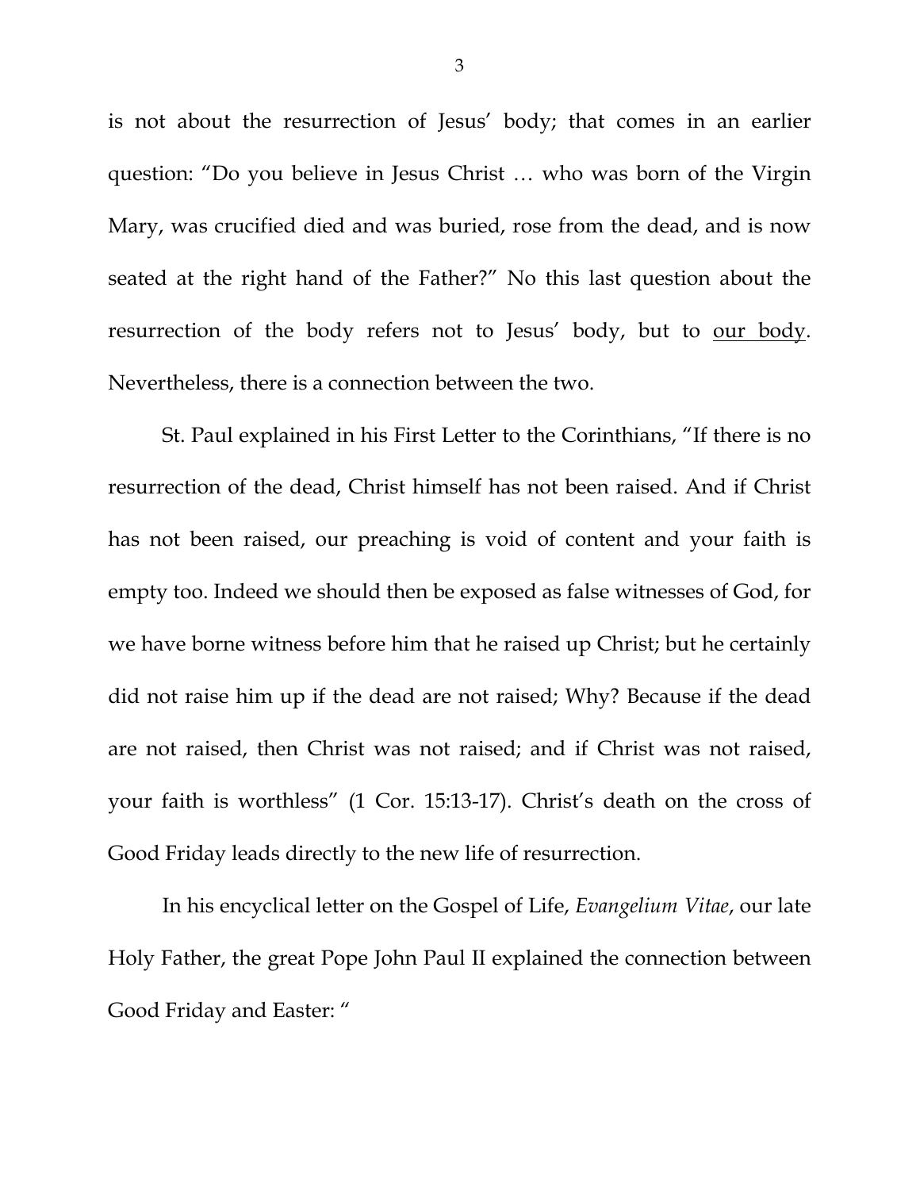is not about the resurrection of Jesus' body; that comes in an earlier question: "Do you believe in Jesus Christ … who was born of the Virgin Mary, was crucified died and was buried, rose from the dead, and is now seated at the right hand of the Father?" No this last question about the resurrection of the body refers not to Jesus' body, but to <u>our body</u>. Nevertheless, there is a connection between the two.

St. Paul explained in his First Letter to the Corinthians, "If there is no resurrection of the dead, Christ himself has not been raised. And if Christ has not been raised, our preaching is void of content and your faith is empty too. Indeed we should then be exposed as false witnesses of God, for we have borne witness before him that he raised up Christ; but he certainly did not raise him up if the dead are not raised; Why? Because if the dead are not raised, then Christ was not raised; and if Christ was not raised, your faith is worthless" (1 Cor. 15:13-17). Christ's death on the cross of Good Friday leads directly to the new life of resurrection.

In his encyclical letter on the Gospel of Life, *Evangelium Vitae*, our late Holy Father, the great Pope John Paul II explained the connection between Good Friday and Easter: "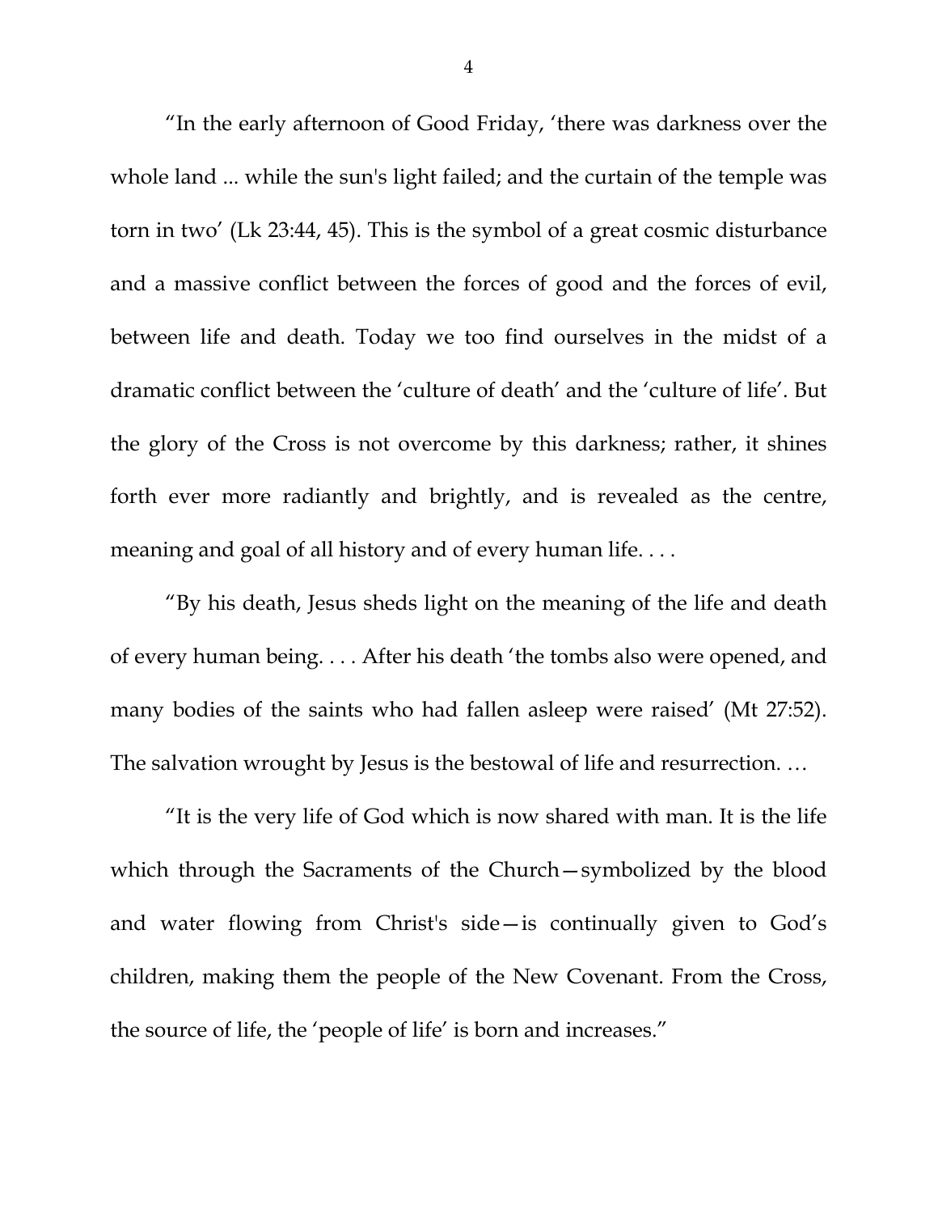“In the early afternoon of Good Friday, ‘there was darkness over the whole land ... while the sun's light failed; and the curtain of the temple was torn in two’ (Lk 23:44, 45). This is the symbol of a great cosmic disturbance and a massive conflict between the forces of good and the forces of evil, between life and death. Today we too find ourselves in the midst of a dramatic conflict between the ‘culture of death’ and the ‘culture of life’. But the glory of the Cross is not overcome by this darkness; rather, it shines forth ever more radiantly and brightly, and is revealed as the centre, meaning and goal of all history and of every human life. . . .

“By his death, Jesus sheds light on the meaning of the life and death of every human being. . . . After his death ‘the tombs also were opened, and many bodies of the saints who had fallen asleep were raised’ (Mt 27:52). The salvation wrought by Jesus is the bestowal of life and resurrection. …

“It is the very life of God which is now shared with man. It is the life which through the Sacraments of the Church—symbolized by the blood and water flowing from Christ's side—is continually given to God’s children, making them the people of the New Covenant. From the Cross, the source of life, the ‘people of life’ is born and increases.”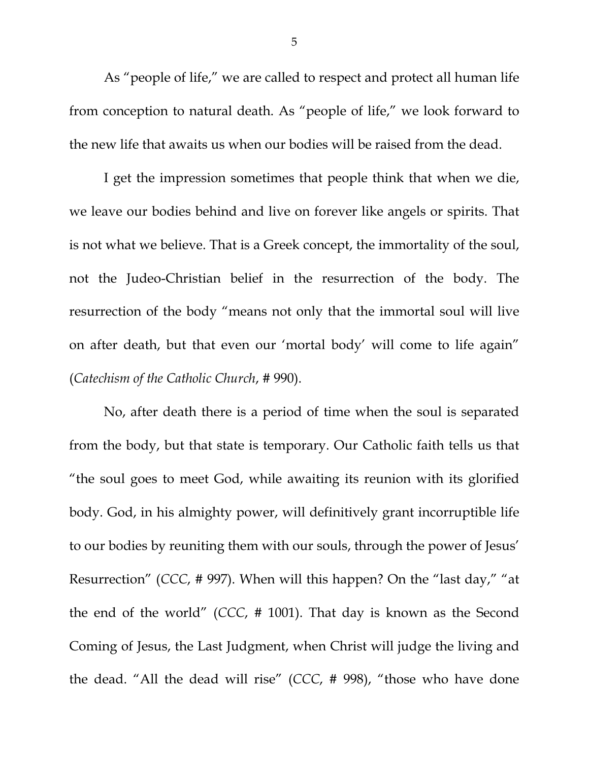As “people of life,” we are called to respect and protect all human life from conception to natural death. As “people of life,” we look forward to the new life that awaits us when our bodies will be raised from the dead.

I get the impression sometimes that people think that when we die, we leave our bodies behind and live on forever like angels or spirits. That is not what we believe. That is a Greek concept, the immortality of the soul, not the Judeo-Christian belief in the resurrection of the body. The resurrection of the body “means not only that the immortal soul will live on after death, but that even our ‘mortal body’ will come to life again” (*Catechism of the Catholic Church*, # 990).

No, after death there is a period of time when the soul is separated from the body, but that state is temporary. Our Catholic faith tells us that “the soul goes to meet God, while awaiting its reunion with its glorified body. God, in his almighty power, will definitively grant incorruptible life to our bodies by reuniting them with our souls, through the power of Jesus’ Resurrection” (*CCC*, # 997). When will this happen? On the “last day,” “at the end of the world” (*CCC*, # 1001). That day is known as the Second Coming of Jesus, the Last Judgment, when Christ will judge the living and the dead. “All the dead will rise” (*CCC*, # 998), “those who have done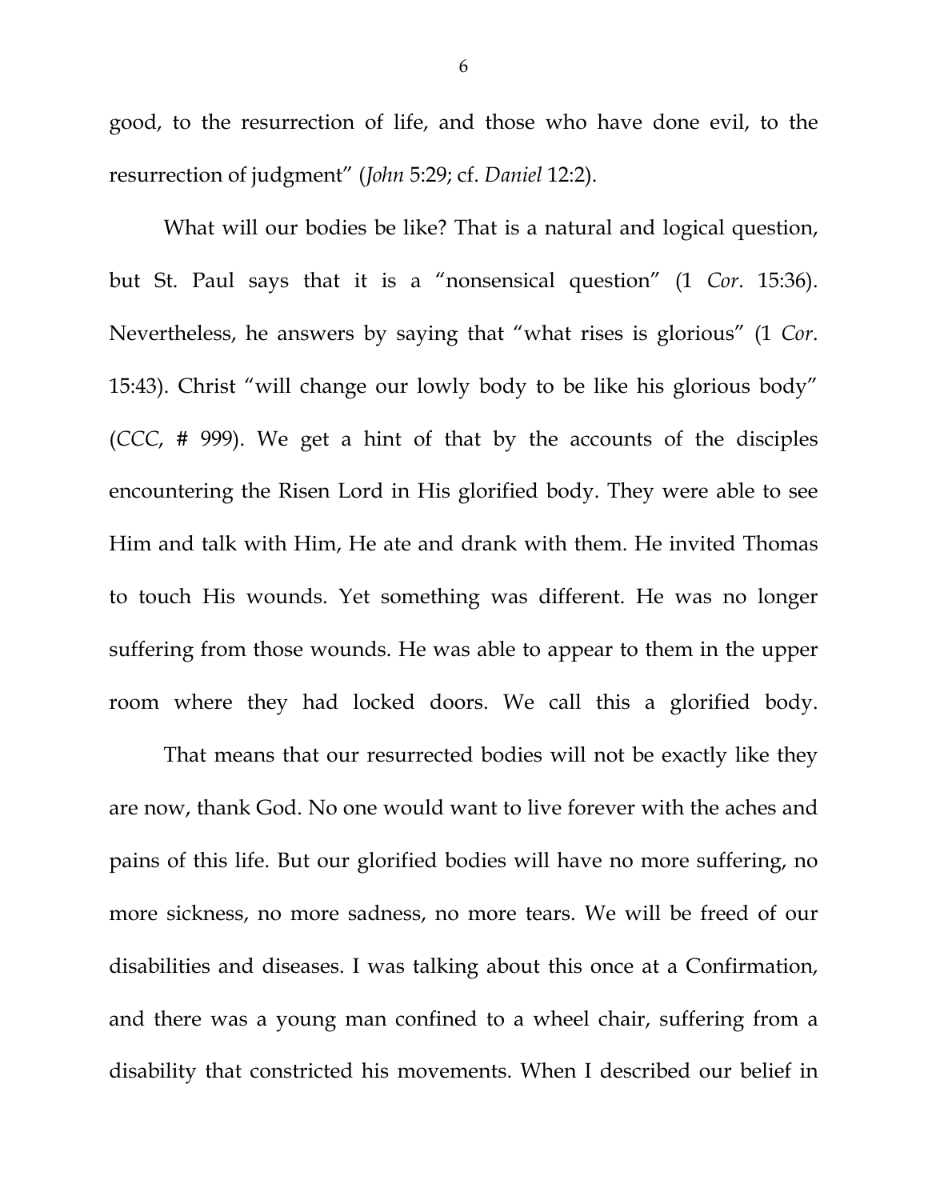good, to the resurrection of life, and those who have done evil, to the resurrection of judgment" (*John* 5:29; cf. *Daniel* 12:2).

What will our bodies be like? That is a natural and logical question, but St. Paul says that it is a "nonsensical question" (1 *Cor*. 15:36). Nevertheless, he answers by saying that "what rises is glorious" (1 *Cor*. 15:43). Christ "will change our lowly body to be like his glorious body" (*CCC*, # 999). We get a hint of that by the accounts of the disciples encountering the Risen Lord in His glorified body. They were able to see Him and talk with Him, He ate and drank with them. He invited Thomas to touch His wounds. Yet something was different. He was no longer suffering from those wounds. He was able to appear to them in the upper room where they had locked doors. We call this a glorified body.

That means that our resurrected bodies will not be exactly like they are now, thank God. No one would want to live forever with the aches and pains of this life. But our glorified bodies will have no more suffering, no more sickness, no more sadness, no more tears. We will be freed of our disabilities and diseases. I was talking about this once at a Confirmation, and there was a young man confined to a wheel chair, suffering from a disability that constricted his movements. When I described our belief in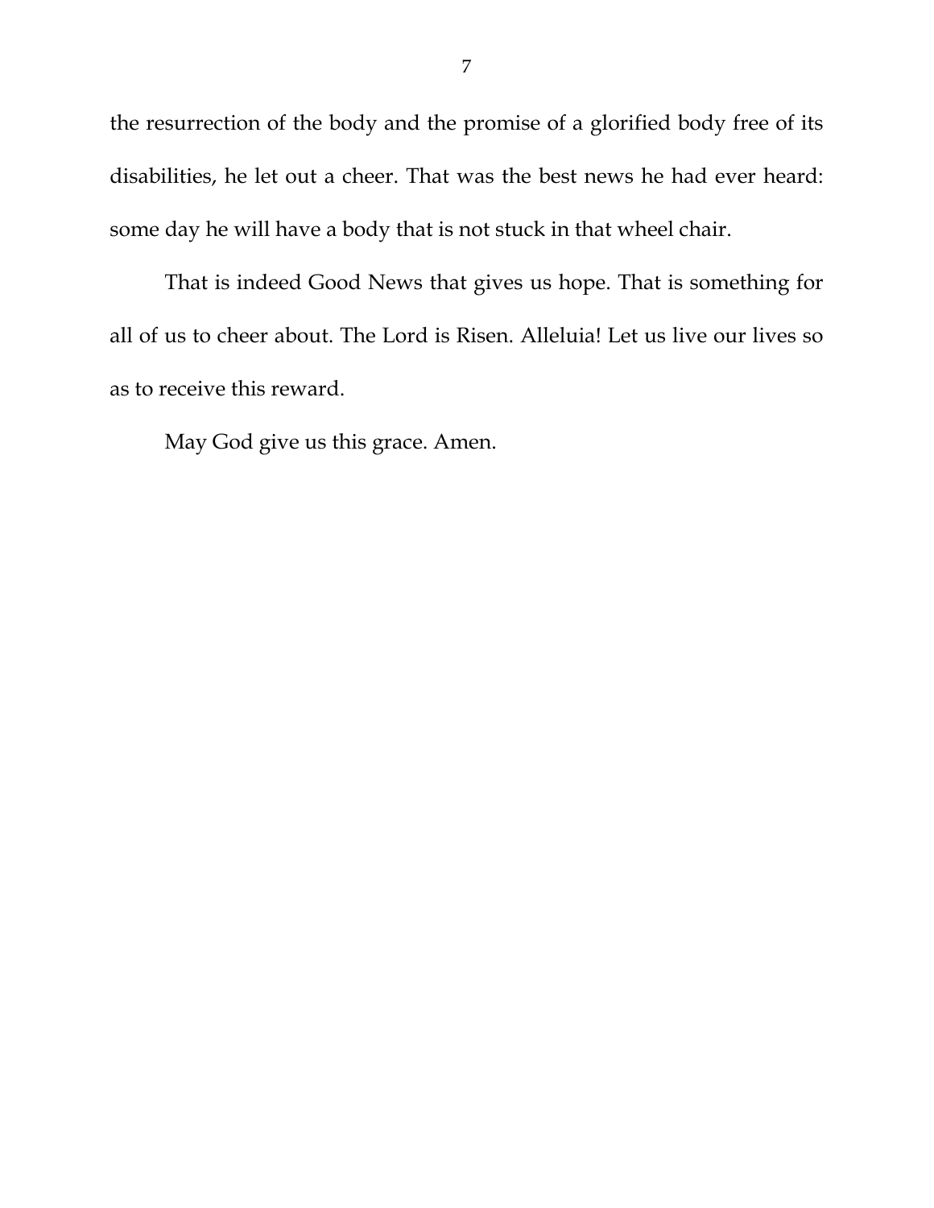the resurrection of the body and the promise of a glorified body free of its disabilities, he let out a cheer. That was the best news he had ever heard: some day he will have a body that is not stuck in that wheel chair.

That is indeed Good News that gives us hope. That is something for all of us to cheer about. The Lord is Risen. Alleluia! Let us live our lives so as to receive this reward.

May God give us this grace. Amen.